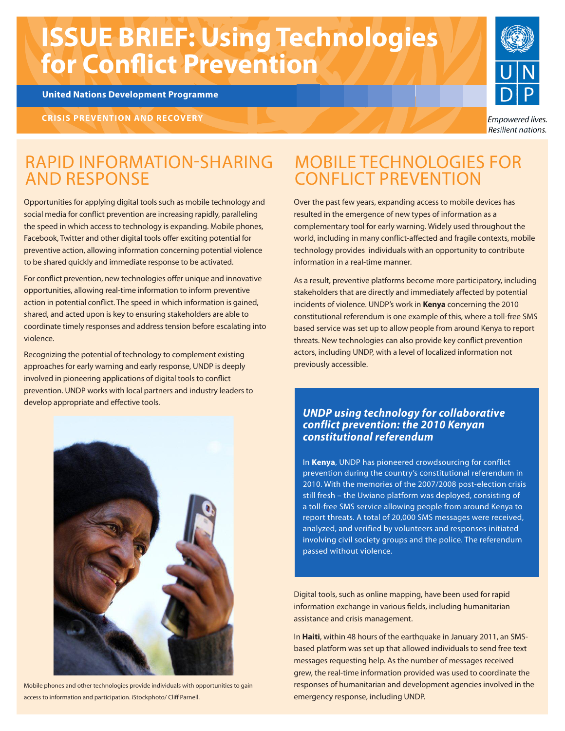# ISSUE BRIEF: Using Technologies for Conflict Prevention

**United Nations Development Programme**

**CRISIS PREVENTION AND RECOVERY**

*Empowered lives. Resilient nations.*

## RAPID INFORMATION-SHARING AND RESPONSE

Opportunities for applying digital tools such as mobile technology and social media for conflict prevention are increasing rapidly, paralleling the speed in which access to technology is expanding. Mobile phones, Facebook, Twitter and other digital tools offer exciting potential for preventive action, allowing information concerning potential violence to be shared quickly and immediate response to be activated.

For conflict prevention, new technologies offer unique and innovative opportunities, allowing real-time information to inform preventive action in potential conflict. The speed in which information is gained, shared, and acted upon is key to ensuring stakeholders are able to coordinate timely responses and address tension before escalating into violence.

Recognizing the potential of technology to complement existing approaches for early warning and early response, UNDP is deeply involved in pioneering applications of digital tools to conflict prevention. UNDP works with local partners and industry leaders to develop appropriate and effective tools.

Mobile phones and other technologies provide individuals with opportunities to gain access to information and participation. iStockphoto/ Cliff Parnell.

## MOBILE TECHNOLOGIES FOR CONFLICT PREVENTION

Over the past few years, expanding access to mobile devices has resulted in the emergence of new types of information as a complementary tool for early warning. Widely used throughout the world, including in many conflict-affected and fragile contexts, mobile technology provides individuals with an opportunity to contribute information in a real-time manner.

As a result, preventive platforms become more participatory, including stakeholders that are directly and immediately affected by potential incidents of violence. UNDP's work in **Kenya** concerning the 2010 constitutional referendum is one example of this, where a toll-free SMS based service was set up to allow people from around Kenya to report threats. New technologies can also provide key conflict prevention actors, including UNDP, with a level of localized information not previously accessible.

### *UNDP using technology for collaborative conflict prevention: the 2010 Kenyan constitutional referendum*

In **Kenya**, UNDP has pioneered crowdsourcing for conflict prevention during the country's constitutional referendum in 2010. With the memories of the 2007/2008 post-election crisis still fresh – the Uwiano platform was deployed, consisting of a toll-free SMS service allowing people from around Kenya to report threats. A total of 20,000 SMS messages were received, analyzed, and verified by volunteers and responses initiated involving civil society groups and the police. The referendum passed without violence.

Digital tools, such as online mapping, have been used for rapid information exchange in various fields, including humanitarian assistance and crisis management.

In **Haiti**, within 48 hours of the earthquake in January 2011, an SMS-based platform was set up that allowed individuals to send free text messages requesting help. As the number of messages received grew, the real-time information provided was used to coordinate the responses of humanitarian and development agencies involved in the emergency response, including UNDP.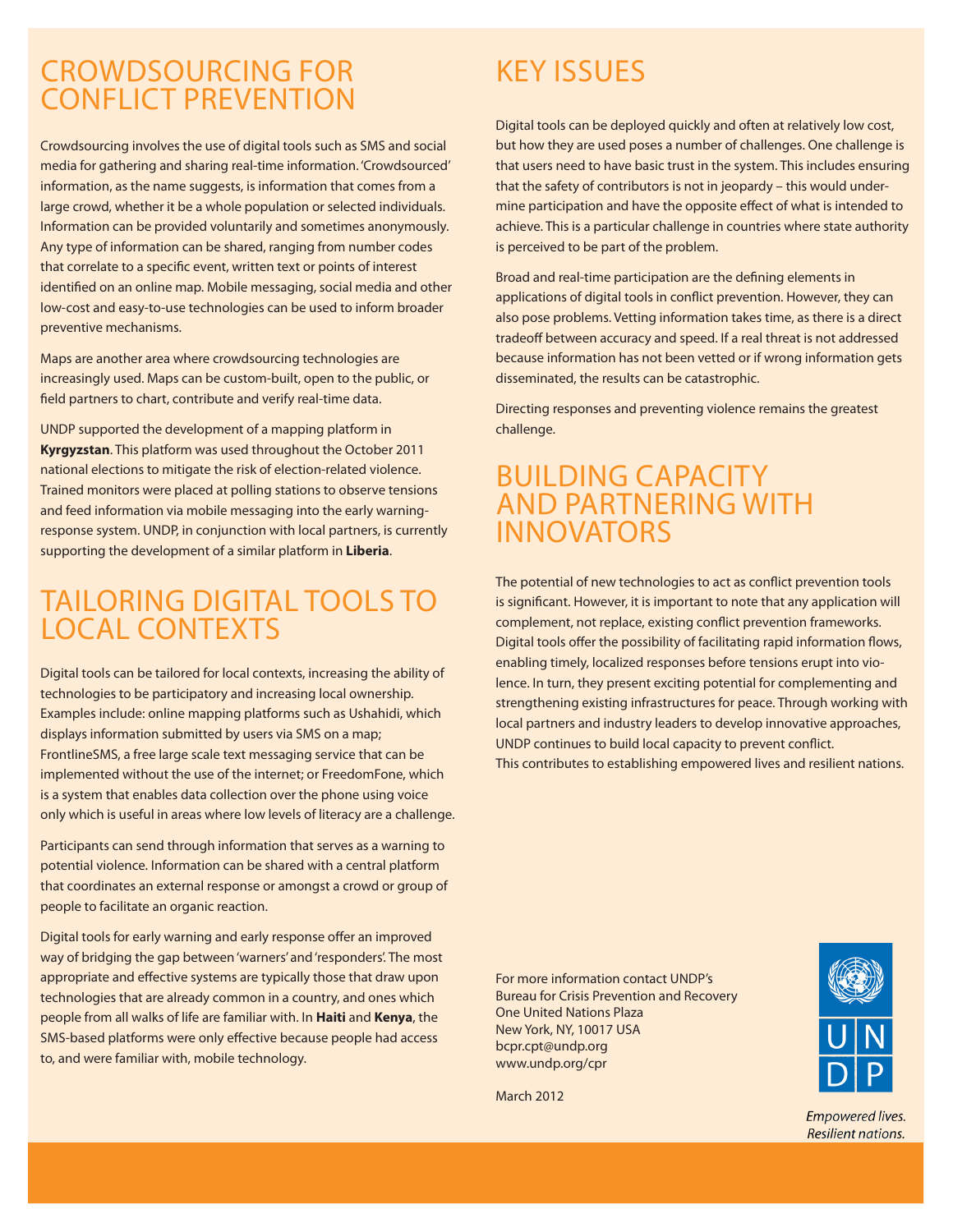## CROWDSOURCING FOR CONFLICT PREVENTION

Crowdsourcing involves the use of digital tools such as SMS and social media for gathering and sharing real-time information. 'Crowdsourced' information, as the name suggests, is information that comes from a large crowd, whether it be a whole population or selected individuals. Information can be provided voluntarily and sometimes anonymously. Any type of information can be shared, ranging from number codes that correlate to a specific event, written text or points of interest identified on an online map. Mobile messaging, social media and other low-cost and easy-to-use technologies can be used to inform broader preventive mechanisms.

Maps are another area where crowdsourcing technologies are increasingly used. Maps can be custom-built, open to the public, or field partners to chart, contribute and verify real-time data.

UNDP supported the development of a mapping platform in **Kyrgyzstan**. This platform was used throughout the October 2011 national elections to mitigate the risk of election-related violence. Trained monitors were placed at polling stations to observe tensions and feed information via mobile messaging into the early warning-response system. UNDP, in conjunction with local partners, is currently supporting the development of a similar platform in **Liberia**.

## TAILORING DIGITAL TOOLS TO LOCAL CONTEXTS

Digital tools can be tailored for local contexts, increasing the ability of technologies to be participatory and increasing local ownership. Examples include: online mapping platforms such as Ushahidi, which displays information submitted by users via SMS on a map; FrontlineSMS, a free large scale text messaging service that can be implemented without the use of the internet; or FreedomFone, which is a system that enables data collection over the phone using voice only which is useful in areas where low levels of literacy are a challenge.

Participants can send through information that serves as a warning to potential violence. Information can be shared with a central platform that coordinates an external response or amongst a crowd or group of people to facilitate an organic reaction.

Digital tools for early warning and early response offer an improved way of bridging the gap between 'warners' and 'responders'. The most appropriate and effective systems are typically those that draw upon technologies that are already common in a country, and ones which people from all walks of life are familiar with. In **Haiti** and **Kenya**, the SMS-based platforms were only effective because people had access to, and were familiar with, mobile technology.

## KEY ISSUES

Digital tools can be deployed quickly and often at relatively low cost, but how they are used poses a number of challenges. One challenge is that users need to have basic trust in the system. This includes ensuring that the safety of contributors is not in jeopardy – this would undermine participation and have the opposite effect of what is intended to achieve. This is a particular challenge in countries where state authority is perceived to be part of the problem.

Broad and real-time participation are the defining elements in applications of digital tools in conflict prevention. However, they can also pose problems. Vetting information takes time, as there is a direct tradeoff between accuracy and speed. If a real threat is not addressed because information has not been vetted or if wrong information gets disseminated, the results can be catastrophic.

Directing responses and preventing violence remains the greatest challenge.

## BUILDING CAPACITY AND PARTNERING WITH INNOVATORS

The potential of new technologies to act as conflict prevention tools is significant. However, it is important to note that any application will complement, not replace, existing conflict prevention frameworks. Digital tools offer the possibility of facilitating rapid information flows, enabling timely, localized responses before tensions erupt into violence. In turn, they present exciting potential for complementing and strengthening existing infrastructures for peace. Through working with local partners and industry leaders to develop innovative approaches, UNDP continues to build local capacity to prevent conflict. This contributes to establishing empowered lives and resilient nations.

For more information contact UNDP's
Bureau for Crisis Prevention and Recovery
One United Nations Plaza
New York, NY, 10017 USA
bcpr.cpt@undp.org
www.undp.org/cpr

March 2012

UNDP

*Empowered lives.*
*Resilient nations.*